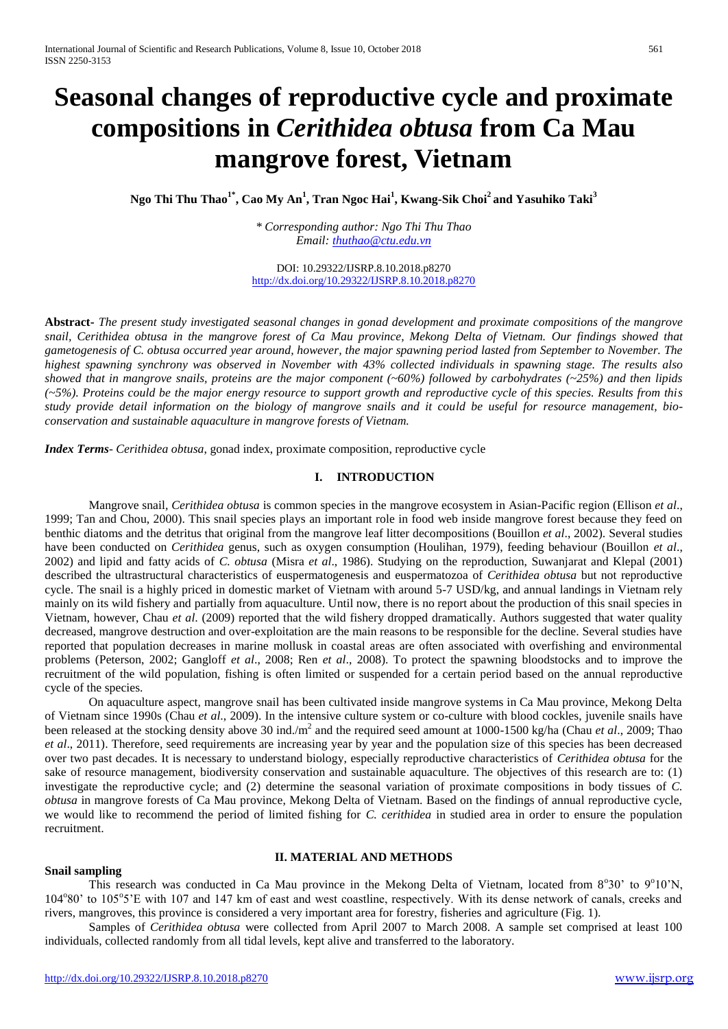# Seasonal changes of reproductive cycle and proximate compositions in *Cerithidea obtusa* from Ca Mau mangrove forest, Vietnam

**Ngo Thi Thu Thao[1*], Cao My An[1], Tran Ngoc Hai[1], Kwang-Sik Choi[2] and Yasuhiko Taki[3]**

*\* Corresponding author: Ngo Thi Thu Thao*
*Email: thuthao@ctu.edu.vn*

DOI: 10.29322/IJSRP.8.10.2018.p8270
http://dx.doi.org/10.29322/IJSRP.8.10.2018.p8270

**Abstract-** *The present study investigated seasonal changes in gonad development and proximate compositions of the mangrove snail, Cerithidea obtusa in the mangrove forest of Ca Mau province, Mekong Delta of Vietnam. Our findings showed that gametogenesis of C. obtusa occurred year around, however, the major spawning period lasted from September to November. The highest spawning synchrony was observed in November with 43% collected individuals in spawning stage. The results also showed that in mangrove snails, proteins are the major component (~60%) followed by carbohydrates (~25%) and then lipids (~5%). Proteins could be the major energy resource to support growth and reproductive cycle of this species. Results from this study provide detail information on the biology of mangrove snails and it could be useful for resource management, bio-conservation and sustainable aquaculture in mangrove forests of Vietnam.*

***Index Terms***- *Cerithidea obtusa*, gonad index, proximate composition, reproductive cycle

## I. INTRODUCTION

Mangrove snail, *Cerithidea obtusa* is common species in the mangrove ecosystem in Asian-Pacific region (Ellison *et al*., 1999; Tan and Chou, 2000). This snail species plays an important role in food web inside mangrove forest because they feed on benthic diatoms and the detritus that original from the mangrove leaf litter decompositions (Bouillon *et al*., 2002). Several studies have been conducted on *Cerithidea* genus, such as oxygen consumption (Houlihan, 1979), feeding behaviour (Bouillon *et al*., 2002) and lipid and fatty acids of *C. obtusa* (Misra *et al*., 1986). Studying on the reproduction, Suwanjarat and Klepal (2001) described the ultrastructural characteristics of euspermatogenesis and euspermatozoa of *Cerithidea obtusa* but not reproductive cycle. The snail is a highly priced in domestic market of Vietnam with around 5-7 USD/kg, and annual landings in Vietnam rely mainly on its wild fishery and partially from aquaculture. Until now, there is no report about the production of this snail species in Vietnam, however, Chau *et al.* (2009) reported that the wild fishery dropped dramatically. Authors suggested that water quality decreased, mangrove destruction and over-exploitation are the main reasons to be responsible for the decline. Several studies have reported that population decreases in marine mollusk in coastal areas are often associated with overfishing and environmental problems (Peterson, 2002; Gangloff *et al*., 2008; Ren *et al*., 2008). To protect the spawning bloodstocks and to improve the recruitment of the wild population, fishing is often limited or suspended for a certain period based on the annual reproductive cycle of the species.

On aquaculture aspect, mangrove snail has been cultivated inside mangrove systems in Ca Mau province, Mekong Delta of Vietnam since 1990s (Chau *et al*., 2009). In the intensive culture system or co-culture with blood cockles, juvenile snails have been released at the stocking density above 30 ind./m$^2$ and the required seed amount at 1000-1500 kg/ha (Chau *et al*., 2009; Thao *et al*., 2011). Therefore, seed requirements are increasing year by year and the population size of this species has been decreased over two past decades. It is necessary to understand biology, especially reproductive characteristics of *Cerithidea obtusa* for the sake of resource management, biodiversity conservation and sustainable aquaculture. The objectives of this research are to: (1) investigate the reproductive cycle; and (2) determine the seasonal variation of proximate compositions in body tissues of *C. obtusa* in mangrove forests of Ca Mau province, Mekong Delta of Vietnam. Based on the findings of annual reproductive cycle, we would like to recommend the period of limited fishing for *C. cerithidea* in studied area in order to ensure the population recruitment.

## II. MATERIAL AND METHODS

**Snail sampling**

This research was conducted in Ca Mau province in the Mekong Delta of Vietnam, located from 8°30' to 9°10'N, 104°80' to 105°5'E with 107 and 147 km of east and west coastline, respectively. With its dense network of canals, creeks and rivers, mangroves, this province is considered a very important area for forestry, fisheries and agriculture (Fig. 1).

Samples of *Cerithidea obtusa* were collected from April 2007 to March 2008. A sample set comprised at least 100 individuals, collected randomly from all tidal levels, kept alive and transferred to the laboratory.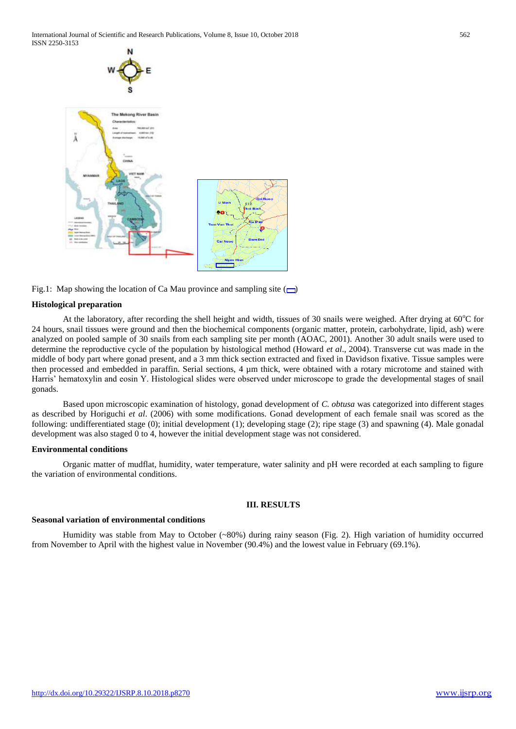Fig.1: Map showing the location of Ca Mau province and sampling site (▭)

### Histological preparation

At the laboratory, after recording the shell height and width, tissues of 30 snails were weighed. After drying at 60°C for 24 hours, snail tissues were ground and then the biochemical components (organic matter, protein, carbohydrate, lipid, ash) were analyzed on pooled sample of 30 snails from each sampling site per month (AOAC, 2001). Another 30 adult snails were used to determine the reproductive cycle of the population by histological method (Howard *et al*., 2004). Transverse cut was made in the middle of body part where gonad present, and a 3 mm thick section extracted and fixed in Davidson fixative. Tissue samples were then processed and embedded in paraffin. Serial sections, 4 µm thick, were obtained with a rotary microtome and stained with Harris' hematoxylin and eosin Y. Histological slides were observed under microscope to grade the developmental stages of snail gonads.

Based upon microscopic examination of histology, gonad development of *C. obtusa* was categorized into different stages as described by Horiguchi *et al*. (2006) with some modifications. Gonad development of each female snail was scored as the following: undifferentiated stage (0); initial development (1); developing stage (2); ripe stage (3) and spawning (4). Male gonadal development was also staged 0 to 4, however the initial development stage was not considered.

### Environmental conditions

Organic matter of mudflat, humidity, water temperature, water salinity and pH were recorded at each sampling to figure the variation of environmental conditions.

## III. RESULTS

### Seasonal variation of environmental conditions

Humidity was stable from May to October (~80%) during rainy season (Fig. 2). High variation of humidity occurred from November to April with the highest value in November (90.4%) and the lowest value in February (69.1%).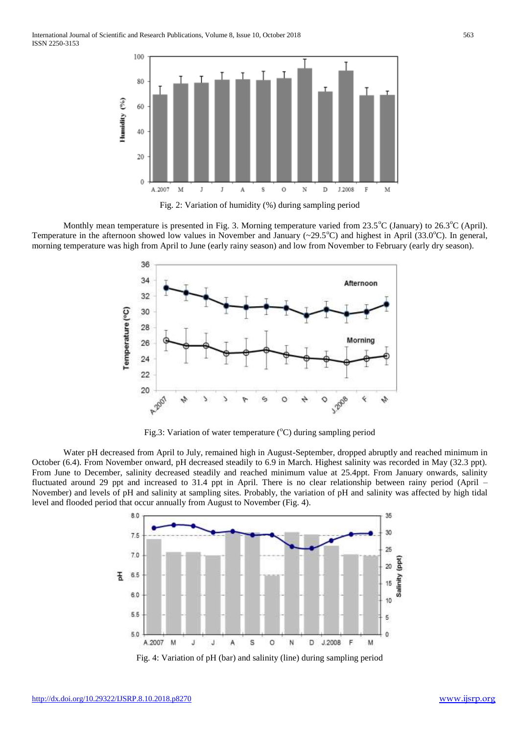Fig. 2: Variation of humidity (%) during sampling period

Monthly mean temperature is presented in Fig. 3. Morning temperature varied from 23.5°C (January) to 26.3°C (April). Temperature in the afternoon showed low values in November and January (~29.5°C) and highest in April (33.0°C). In general, morning temperature was high from April to June (early rainy season) and low from November to February (early dry season).

Fig.3: Variation of water temperature (°C) during sampling period

Water pH decreased from April to July, remained high in August-September, dropped abruptly and reached minimum in October (6.4). From November onward, pH decreased steadily to 6.9 in March. Highest salinity was recorded in May (32.3 ppt). From June to December, salinity decreased steadily and reached minimum value at 25.4ppt. From January onwards, salinity fluctuated around 29 ppt and increased to 31.4 ppt in April. There is no clear relationship between rainy period (April – November) and levels of pH and salinity at sampling sites. Probably, the variation of pH and salinity was affected by high tidal level and flooded period that occur annually from August to November (Fig. 4).

Fig. 4: Variation of pH (bar) and salinity (line) during sampling period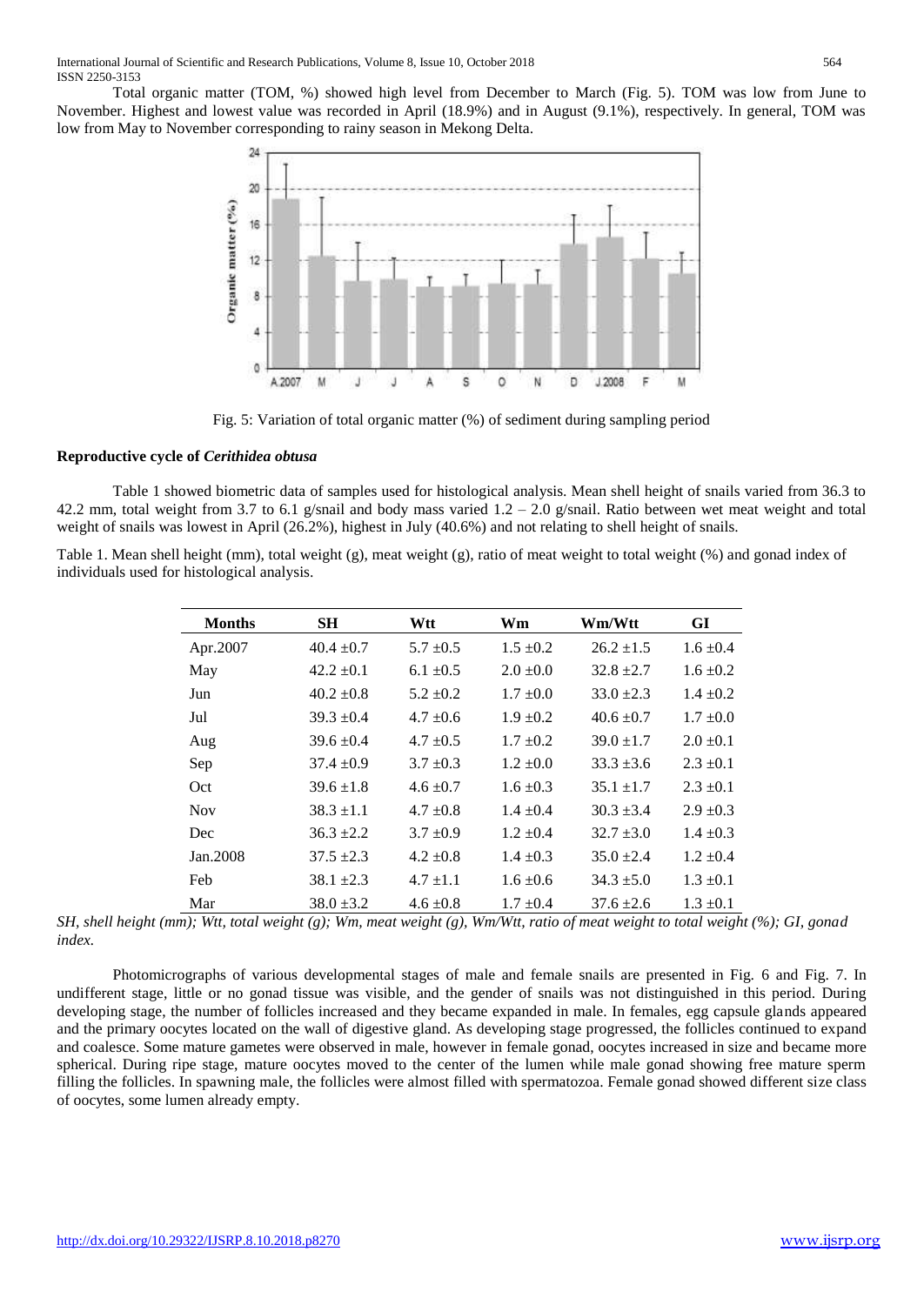Total organic matter (TOM, %) showed high level from December to March (Fig. 5). TOM was low from June to November. Highest and lowest value was recorded in April (18.9%) and in August (9.1%), respectively. In general, TOM was low from May to November corresponding to rainy season in Mekong Delta.

Fig. 5: Variation of total organic matter (%) of sediment during sampling period

### Reproductive cycle of *Cerithidea obtusa*

Table 1 showed biometric data of samples used for histological analysis. Mean shell height of snails varied from 36.3 to 42.2 mm, total weight from 3.7 to 6.1 g/snail and body mass varied 1.2 – 2.0 g/snail. Ratio between wet meat weight and total weight of snails was lowest in April (26.2%), highest in July (40.6%) and not relating to shell height of snails.

Table 1. Mean shell height (mm), total weight (g), meat weight (g), ratio of meat weight to total weight (%) and gonad index of individuals used for histological analysis.

| Months | SH | Wtt | Wm | Wm/Wtt | GI |
|---|---|---|---|---|---|
| Apr.2007 | 40.4 ±0.7 | 5.7 ±0.5 | 1.5 ±0.2 | 26.2 ±1.5 | 1.6 ±0.4 |
| May | 42.2 ±0.1 | 6.1 ±0.5 | 2.0 ±0.0 | 32.8 ±2.7 | 1.6 ±0.2 |
| Jun | 40.2 ±0.8 | 5.2 ±0.2 | 1.7 ±0.0 | 33.0 ±2.3 | 1.4 ±0.2 |
| Jul | 39.3 ±0.4 | 4.7 ±0.6 | 1.9 ±0.2 | 40.6 ±0.7 | 1.7 ±0.0 |
| Aug | 39.6 ±0.4 | 4.7 ±0.5 | 1.7 ±0.2 | 39.0 ±1.7 | 2.0 ±0.1 |
| Sep | 37.4 ±0.9 | 3.7 ±0.3 | 1.2 ±0.0 | 33.3 ±3.6 | 2.3 ±0.1 |
| Oct | 39.6 ±1.8 | 4.6 ±0.7 | 1.6 ±0.3 | 35.1 ±1.7 | 2.3 ±0.1 |
| Nov | 38.3 ±1.1 | 4.7 ±0.8 | 1.4 ±0.4 | 30.3 ±3.4 | 2.9 ±0.3 |
| Dec | 36.3 ±2.2 | 3.7 ±0.9 | 1.2 ±0.4 | 32.7 ±3.0 | 1.4 ±0.3 |
| Jan.2008 | 37.5 ±2.3 | 4.2 ±0.8 | 1.4 ±0.3 | 35.0 ±2.4 | 1.2 ±0.4 |
| Feb | 38.1 ±2.3 | 4.7 ±1.1 | 1.6 ±0.6 | 34.3 ±5.0 | 1.3 ±0.1 |
| Mar | 38.0 ±3.2 | 4.6 ±0.8 | 1.7 ±0.4 | 37.6 ±2.6 | 1.3 ±0.1 |

*SH, shell height (mm); Wtt, total weight (g); Wm, meat weight (g), Wm/Wtt, ratio of meat weight to total weight (%); GI, gonad index.*

Photomicrographs of various developmental stages of male and female snails are presented in Fig. 6 and Fig. 7. In undifferent stage, little or no gonad tissue was visible, and the gender of snails was not distinguished in this period. During developing stage, the number of follicles increased and they became expanded in male. In females, egg capsule glands appeared and the primary oocytes located on the wall of digestive gland. As developing stage progressed, the follicles continued to expand and coalesce. Some mature gametes were observed in male, however in female gonad, oocytes increased in size and became more spherical. During ripe stage, mature oocytes moved to the center of the lumen while male gonad showing free mature sperm filling the follicles. In spawning male, the follicles were almost filled with spermatozoa. Female gonad showed different size class of oocytes, some lumen already empty.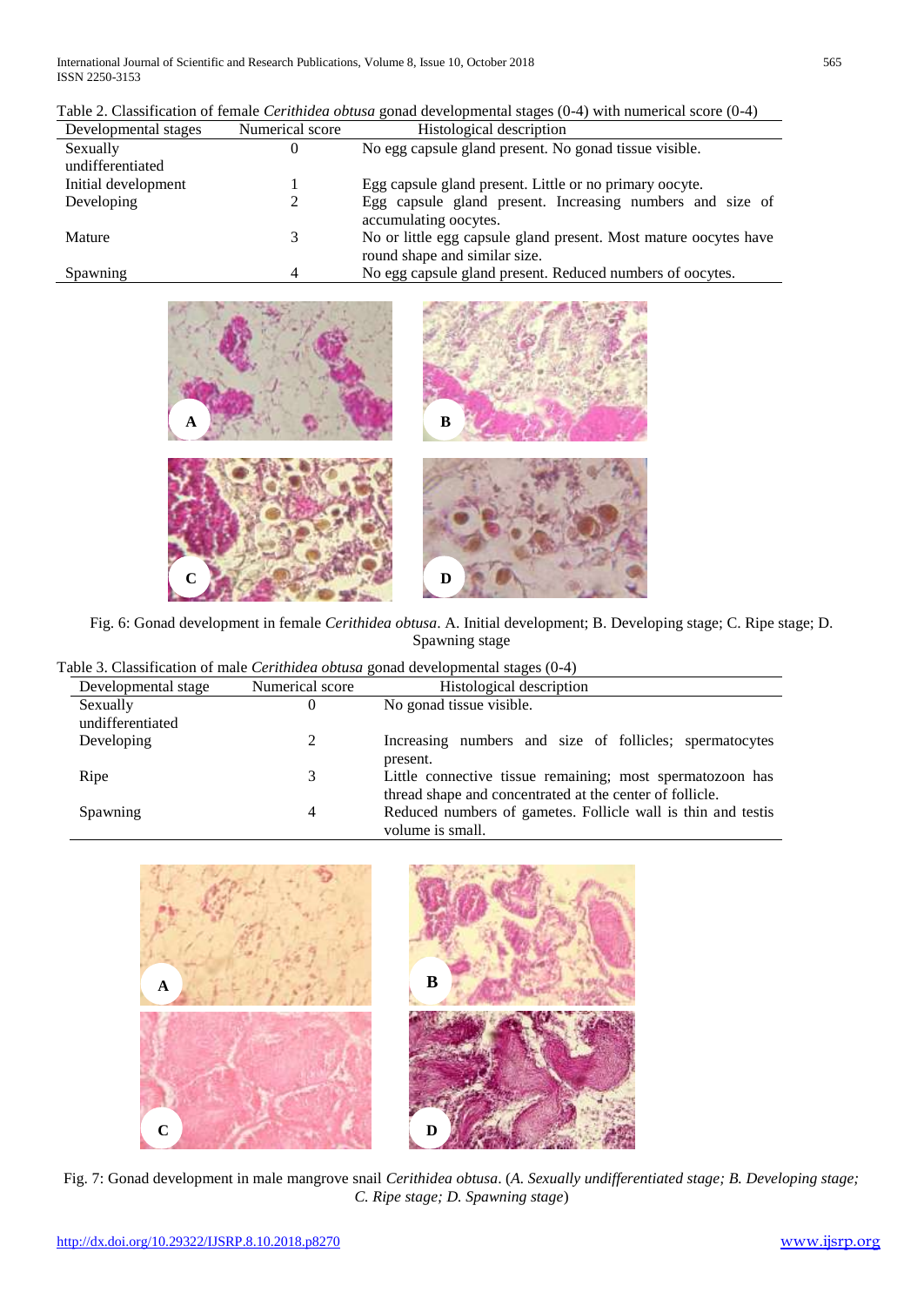Table 2. Classification of female *Cerithidea obtusa* gonad developmental stages (0-4) with numerical score (0-4)

| Developmental stages | Numerical score | Histological description |
|---|---|---|
| Sexually undifferentiated | 0 | No egg capsule gland present. No gonad tissue visible. |
| Initial development | 1 | Egg capsule gland present. Little or no primary oocyte. |
| Developing | 2 | Egg capsule gland present. Increasing numbers and size of accumulating oocytes. |
| Mature | 3 | No or little egg capsule gland present. Most mature oocytes have round shape and similar size. |
| Spawning | 4 | No egg capsule gland present. Reduced numbers of oocytes. |

Fig. 6: Gonad development in female *Cerithidea obtusa*. A. Initial development; B. Developing stage; C. Ripe stage; D. Spawning stage

Table 3. Classification of male *Cerithidea obtusa* gonad developmental stages (0-4)

| Developmental stage | Numerical score | Histological description |
|---|---|---|
| Sexually undifferentiated | 0 | No gonad tissue visible. |
| Developing | 2 | Increasing numbers and size of follicles; spermatocytes present. |
| Ripe | 3 | Little connective tissue remaining; most spermatozoon has thread shape and concentrated at the center of follicle. |
| Spawning | 4 | Reduced numbers of gametes. Follicle wall is thin and testis volume is small. |

Fig. 7: Gonad development in male mangrove snail *Cerithidea obtusa*. (*A. Sexually undifferentiated stage; B. Developing stage; C. Ripe stage; D. Spawning stage*)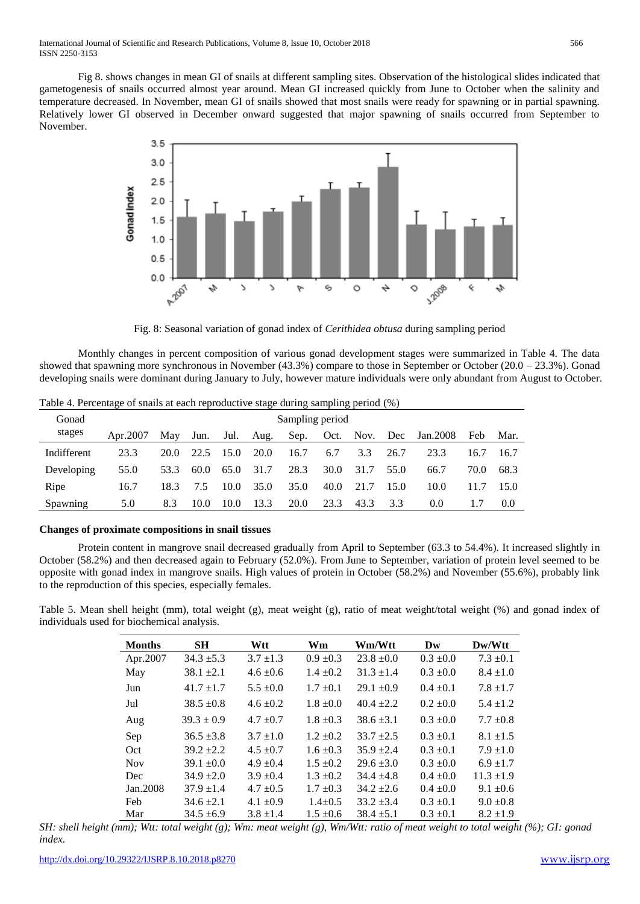Fig 8. shows changes in mean GI of snails at different sampling sites. Observation of the histological slides indicated that gametogenesis of snails occurred almost year around. Mean GI increased quickly from June to October when the salinity and temperature decreased. In November, mean GI of snails showed that most snails were ready for spawning or in partial spawning. Relatively lower GI observed in December onward suggested that major spawning of snails occurred from September to November.

Fig. 8: Seasonal variation of gonad index of *Cerithidea obtusa* during sampling period

Monthly changes in percent composition of various gonad development stages were summarized in Table 4. The data showed that spawning more synchronous in November (43.3%) compare to those in September or October (20.0 – 23.3%). Gonad developing snails were dominant during January to July, however mature individuals were only abundant from August to October.

Table 4. Percentage of snails at each reproductive stage during sampling period (%)

| Gonad stages | Sampling period | | | | | | | | | | | |
|---|---|---|---|---|---|---|---|---|---|---|---|---|
| | Apr.2007 | May | Jun. | Jul. | Aug. | Sep. | Oct. | Nov. | Dec | Jan.2008 | Feb | Mar. |
| Indifferent | 23.3 | 20.0 | 22.5 | 15.0 | 20.0 | 16.7 | 6.7 | 3.3 | 26.7 | 23.3 | 16.7 | 16.7 |
| Developing | 55.0 | 53.3 | 60.0 | 65.0 | 31.7 | 28.3 | 30.0 | 31.7 | 55.0 | 66.7 | 70.0 | 68.3 |
| Ripe | 16.7 | 18.3 | 7.5 | 10.0 | 35.0 | 35.0 | 40.0 | 21.7 | 15.0 | 10.0 | 11.7 | 15.0 |
| Spawning | 5.0 | 8.3 | 10.0 | 10.0 | 13.3 | 20.0 | 23.3 | 43.3 | 3.3 | 0.0 | 1.7 | 0.0 |

**Changes of proximate compositions in snail tissues**

Protein content in mangrove snail decreased gradually from April to September (63.3 to 54.4%). It increased slightly in October (58.2%) and then decreased again to February (52.0%). From June to September, variation of protein level seemed to be opposite with gonad index in mangrove snails. High values of protein in October (58.2%) and November (55.6%), probably link to the reproduction of this species, especially females.

Table 5. Mean shell height (mm), total weight (g), meat weight (g), ratio of meat weight/total weight (%) and gonad index of individuals used for biochemical analysis.

| Months | SH | Wtt | Wm | Wm/Wtt | Dw | Dw/Wtt |
|---|---|---|---|---|---|---|
| Apr.2007 | 34.3 ±5.3 | 3.7 ±1.3 | 0.9 ±0.3 | 23.8 ±0.0 | 0.3 ±0.0 | 7.3 ±0.1 |
| May | 38.1 ±2.1 | 4.6 ±0.6 | 1.4 ±0.2 | 31.3 ±1.4 | 0.3 ±0.0 | 8.4 ±1.0 |
| Jun | 41.7 ±1.7 | 5.5 ±0.0 | 1.7 ±0.1 | 29.1 ±0.9 | 0.4 ±0.1 | 7.8 ±1.7 |
| Jul | 38.5 ±0.8 | 4.6 ±0.2 | 1.8 ±0.0 | 40.4 ±2.2 | 0.2 ±0.0 | 5.4 ±1.2 |
| Aug | 39.3 ± 0.9 | 4.7 ±0.7 | 1.8 ±0.3 | 38.6 ±3.1 | 0.3 ±0.0 | 7.7 ±0.8 |
| Sep | 36.5 ±3.8 | 3.7 ±1.0 | 1.2 ±0.2 | 33.7 ±2.5 | 0.3 ±0.1 | 8.1 ±1.5 |
| Oct | 39.2 ±2.2 | 4.5 ±0.7 | 1.6 ±0.3 | 35.9 ±2.4 | 0.3 ±0.1 | 7.9 ±1.0 |
| Nov | 39.1 ±0.0 | 4.9 ±0.4 | 1.5 ±0.2 | 29.6 ±3.0 | 0.3 ±0.0 | 6.9 ±1.7 |
| Dec | 34.9 ±2.0 | 3.9 ±0.4 | 1.3 ±0.2 | 34.4 ±4.8 | 0.4 ±0.0 | 11.3 ±1.9 |
| Jan.2008 | 37.9 ±1.4 | 4.7 ±0.5 | 1.7 ±0.3 | 34.2 ±2.6 | 0.4 ±0.0 | 9.1 ±0.6 |
| Feb | 34.6 ±2.1 | 4.1 ±0.9 | 1.4±0.5 | 33.2 ±3.4 | 0.3 ±0.1 | 9.0 ±0.8 |
| Mar | 34.5 ±6.9 | 3.8 ±1.4 | 1.5 ±0.6 | 38.4 ±5.1 | 0.3 ±0.1 | 8.2 ±1.9 |

*SH: shell height (mm); Wtt: total weight (g); Wm: meat weight (g), Wm/Wtt: ratio of meat weight to total weight (%); GI: gonad index.*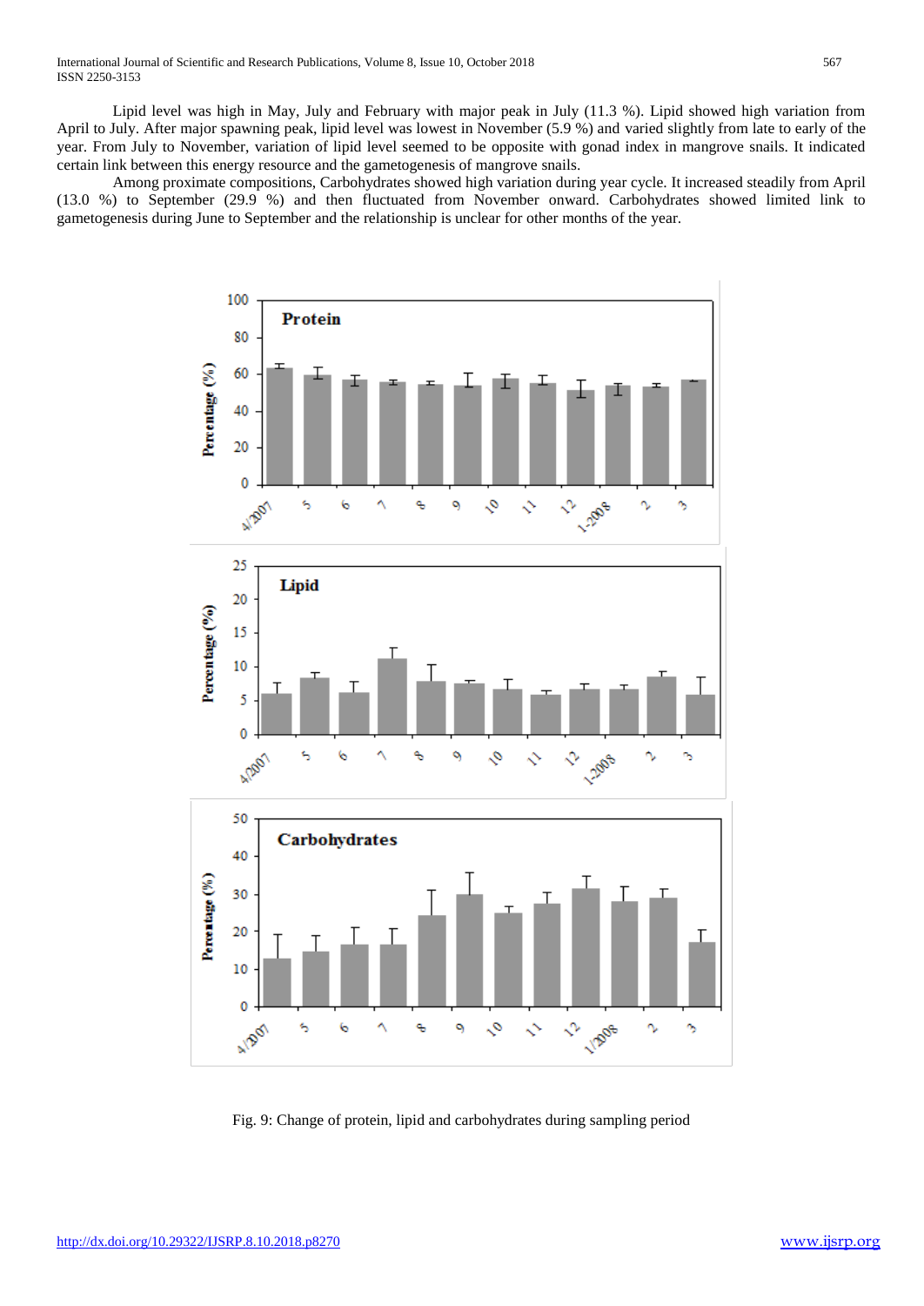Lipid level was high in May, July and February with major peak in July (11.3 %). Lipid showed high variation from April to July. After major spawning peak, lipid level was lowest in November (5.9 %) and varied slightly from late to early of the year. From July to November, variation of lipid level seemed to be opposite with gonad index in mangrove snails. It indicated certain link between this energy resource and the gametogenesis of mangrove snails.

Among proximate compositions, Carbohydrates showed high variation during year cycle. It increased steadily from April (13.0 %) to September (29.9 %) and then fluctuated from November onward. Carbohydrates showed limited link to gametogenesis during June to September and the relationship is unclear for other months of the year.

Fig. 9: Change of protein, lipid and carbohydrates during sampling period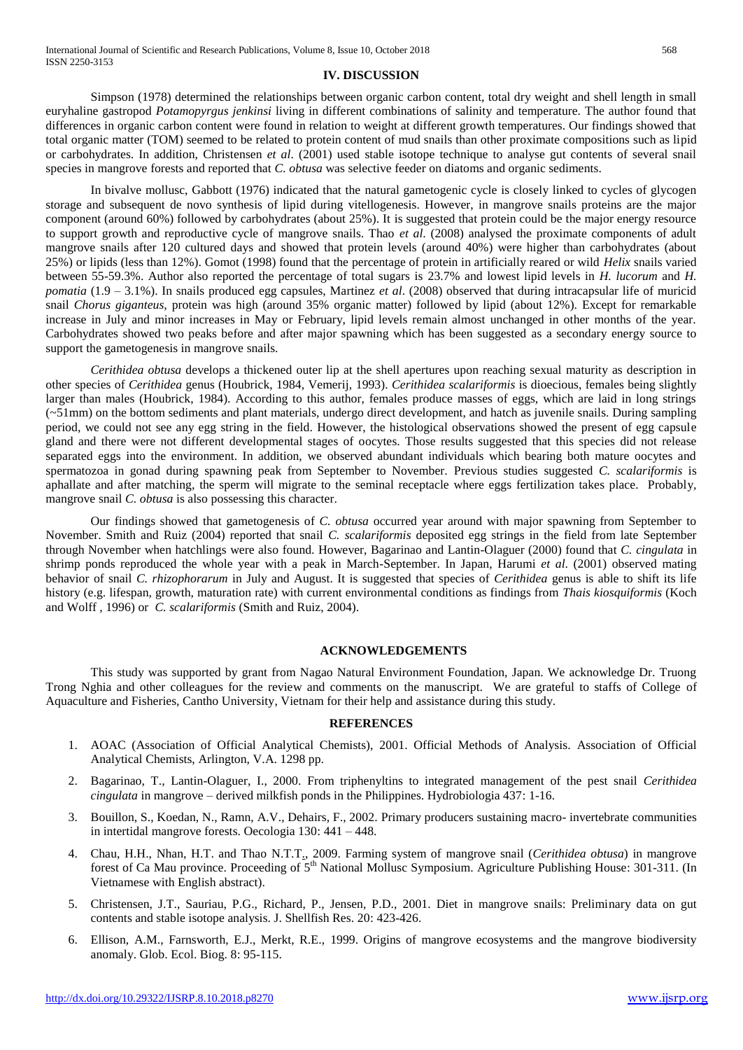## IV. DISCUSSION

Simpson (1978) determined the relationships between organic carbon content, total dry weight and shell length in small euryhaline gastropod *Potamopyrgus jenkinsi* living in different combinations of salinity and temperature. The author found that differences in organic carbon content were found in relation to weight at different growth temperatures. Our findings showed that total organic matter (TOM) seemed to be related to protein content of mud snails than other proximate compositions such as lipid or carbohydrates. In addition, Christensen *et al*. (2001) used stable isotope technique to analyse gut contents of several snail species in mangrove forests and reported that *C. obtusa* was selective feeder on diatoms and organic sediments.

In bivalve mollusc, Gabbott (1976) indicated that the natural gametogenic cycle is closely linked to cycles of glycogen storage and subsequent de novo synthesis of lipid during vitellogenesis. However, in mangrove snails proteins are the major component (around 60%) followed by carbohydrates (about 25%). It is suggested that protein could be the major energy resource to support growth and reproductive cycle of mangrove snails. Thao *et al*. (2008) analysed the proximate components of adult mangrove snails after 120 cultured days and showed that protein levels (around 40%) were higher than carbohydrates (about 25%) or lipids (less than 12%). Gomot (1998) found that the percentage of protein in artificially reared or wild *Helix* snails varied between 55-59.3%. Author also reported the percentage of total sugars is 23.7% and lowest lipid levels in *H. lucorum* and *H. pomatia* (1.9 – 3.1%). In snails produced egg capsules, Martinez *et al*. (2008) observed that during intracapsular life of muricid snail *Chorus giganteus,* protein was high (around 35% organic matter) followed by lipid (about 12%). Except for remarkable increase in July and minor increases in May or February, lipid levels remain almost unchanged in other months of the year. Carbohydrates showed two peaks before and after major spawning which has been suggested as a secondary energy source to support the gametogenesis in mangrove snails.

*Cerithidea obtusa* develops a thickened outer lip at the shell apertures upon reaching sexual maturity as description in other species of *Cerithidea* genus (Houbrick, 1984, Vemerij, 1993). *Cerithidea scalariformis* is dioecious, females being slightly larger than males (Houbrick, 1984). According to this author, females produce masses of eggs, which are laid in long strings (~51mm) on the bottom sediments and plant materials, undergo direct development, and hatch as juvenile snails. During sampling period, we could not see any egg string in the field. However, the histological observations showed the present of egg capsule gland and there were not different developmental stages of oocytes. Those results suggested that this species did not release separated eggs into the environment. In addition, we observed abundant individuals which bearing both mature oocytes and spermatozoa in gonad during spawning peak from September to November. Previous studies suggested *C. scalariformis* is aphallate and after matching, the sperm will migrate to the seminal receptacle where eggs fertilization takes place. Probably, mangrove snail *C. obtusa* is also possessing this character.

Our findings showed that gametogenesis of *C. obtusa* occurred year around with major spawning from September to November. Smith and Ruiz (2004) reported that snail *C. scalariformis* deposited egg strings in the field from late September through November when hatchlings were also found. However, Bagarinao and Lantin-Olaguer (2000) found that *C. cingulata* in shrimp ponds reproduced the whole year with a peak in March-September. In Japan, Harumi *et al*. (2001) observed mating behavior of snail *C. rhizophorarum* in July and August. It is suggested that species of *Cerithidea* genus is able to shift its life history (e.g. lifespan, growth, maturation rate) with current environmental conditions as findings from *Thais kiosquiformis* (Koch and Wolff , 1996) or *C. scalariformis* (Smith and Ruiz, 2004).

## ACKNOWLEDGEMENTS

This study was supported by grant from Nagao Natural Environment Foundation, Japan. We acknowledge Dr. Truong Trong Nghia and other colleagues for the review and comments on the manuscript. We are grateful to staffs of College of Aquaculture and Fisheries, Cantho University, Vietnam for their help and assistance during this study.

## REFERENCES

1. AOAC (Association of Official Analytical Chemists), 2001. Official Methods of Analysis. Association of Official Analytical Chemists, Arlington, V.A. 1298 pp.
2. Bagarinao, T., Lantin-Olaguer, I., 2000. From triphenyltins to integrated management of the pest snail *Cerithidea cingulata* in mangrove – derived milkfish ponds in the Philippines. Hydrobiologia 437: 1-16.
3. Bouillon, S., Koedan, N., Ramn, A.V., Dehairs, F., 2002. Primary producers sustaining macro- invertebrate communities in intertidal mangrove forests. Oecologia 130: 441 – 448.
4. Chau, H.H., Nhan, H.T. and Thao N.T.T., 2009. Farming system of mangrove snail (*Cerithidea obtusa*) in mangrove forest of Ca Mau province. Proceeding of 5th National Mollusc Symposium. Agriculture Publishing House: 301-311. (In Vietnamese with English abstract).
5. Christensen, J.T., Sauriau, P.G., Richard, P., Jensen, P.D., 2001. Diet in mangrove snails: Preliminary data on gut contents and stable isotope analysis. J. Shellfish Res. 20: 423-426.
6. Ellison, A.M., Farnsworth, E.J., Merkt, R.E., 1999. Origins of mangrove ecosystems and the mangrove biodiversity anomaly. Glob. Ecol. Biog. 8: 95-115.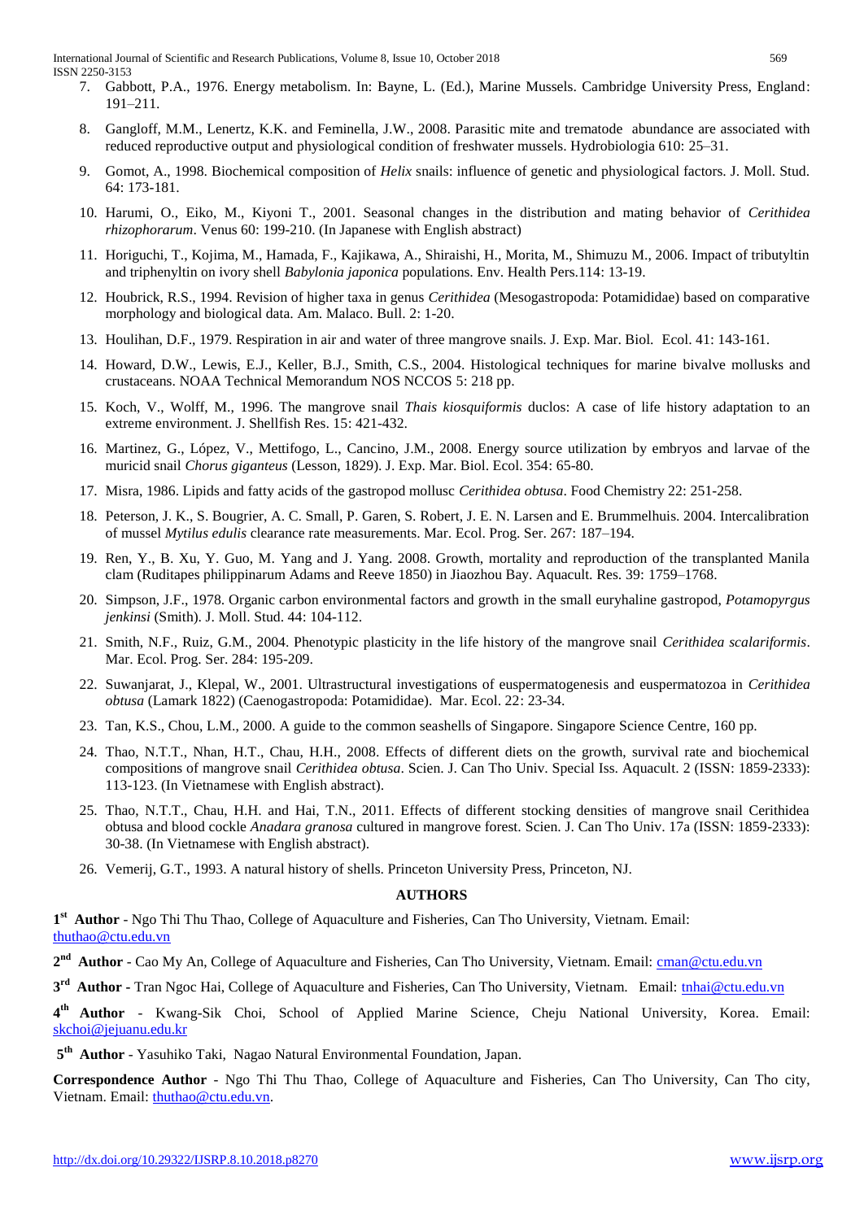7. Gabbott, P.A., 1976. Energy metabolism. In: Bayne, L. (Ed.), Marine Mussels. Cambridge University Press, England: 191–211.
8. Gangloff, M.M., Lenertz, K.K. and Feminella, J.W., 2008. Parasitic mite and trematode abundance are associated with reduced reproductive output and physiological condition of freshwater mussels. Hydrobiologia 610: 25–31.
9. Gomot, A., 1998. Biochemical composition of *Helix* snails: influence of genetic and physiological factors. J. Moll. Stud. 64: 173-181.
10. Harumi, O., Eiko, M., Kiyoni T., 2001. Seasonal changes in the distribution and mating behavior of *Cerithidea rhizophorarum*. Venus 60: 199-210. (In Japanese with English abstract)
11. Horiguchi, T., Kojima, M., Hamada, F., Kajikawa, A., Shiraishi, H., Morita, M., Shimuzu M., 2006. Impact of tributyltin and triphenyltin on ivory shell *Babylonia japonica* populations. Env. Health Pers.114: 13-19.
12. Houbrick, R.S., 1994. Revision of higher taxa in genus *Cerithidea* (Mesogastropoda: Potamididae) based on comparative morphology and biological data. Am. Malaco. Bull. 2: 1-20.
13. Houlihan, D.F., 1979. Respiration in air and water of three mangrove snails. J. Exp. Mar. Biol. Ecol. 41: 143-161.
14. Howard, D.W., Lewis, E.J., Keller, B.J., Smith, C.S., 2004. Histological techniques for marine bivalve mollusks and crustaceans. NOAA Technical Memorandum NOS NCCOS 5: 218 pp.
15. Koch, V., Wolff, M., 1996. The mangrove snail *Thais kiosquiformis* duclos: A case of life history adaptation to an extreme environment. J. Shellfish Res. 15: 421-432.
16. Martinez, G., López, V., Mettifogo, L., Cancino, J.M., 2008. Energy source utilization by embryos and larvae of the muricid snail *Chorus giganteus* (Lesson, 1829). J. Exp. Mar. Biol. Ecol. 354: 65-80.
17. Misra, 1986. Lipids and fatty acids of the gastropod mollusc *Cerithidea obtusa*. Food Chemistry 22: 251-258.
18. Peterson, J. K., S. Bougrier, A. C. Small, P. Garen, S. Robert, J. E. N. Larsen and E. Brummelhuis. 2004. Intercalibration of mussel *Mytilus edulis* clearance rate measurements. Mar. Ecol. Prog. Ser. 267: 187–194.
19. Ren, Y., B. Xu, Y. Guo, M. Yang and J. Yang. 2008. Growth, mortality and reproduction of the transplanted Manila clam (Ruditapes philippinarum Adams and Reeve 1850) in Jiaozhou Bay. Aquacult. Res. 39: 1759–1768.
20. Simpson, J.F., 1978. Organic carbon environmental factors and growth in the small euryhaline gastropod, *Potamopyrgus jenkinsi* (Smith). J. Moll. Stud. 44: 104-112.
21. Smith, N.F., Ruiz, G.M., 2004. Phenotypic plasticity in the life history of the mangrove snail *Cerithidea scalariformis*. Mar. Ecol. Prog. Ser. 284: 195-209.
22. Suwanjarat, J., Klepal, W., 2001. Ultrastructural investigations of euspermatogenesis and euspermatozoa in *Cerithidea obtusa* (Lamark 1822) (Caenogastropoda: Potamididae). Mar. Ecol. 22: 23-34.
23. Tan, K.S., Chou, L.M., 2000. A guide to the common seashells of Singapore. Singapore Science Centre, 160 pp.
24. Thao, N.T.T., Nhan, H.T., Chau, H.H., 2008. Effects of different diets on the growth, survival rate and biochemical compositions of mangrove snail *Cerithidea obtusa*. Scien. J. Can Tho Univ. Special Iss. Aquacult. 2 (ISSN: 1859-2333): 113-123. (In Vietnamese with English abstract).
25. Thao, N.T.T., Chau, H.H. and Hai, T.N., 2011. Effects of different stocking densities of mangrove snail Cerithidea obtusa and blood cockle *Anadara granosa* cultured in mangrove forest. Scien. J. Can Tho Univ. 17a (ISSN: 1859-2333): 30-38. (In Vietnamese with English abstract).
26. Vemerij, G.T., 1993. A natural history of shells. Princeton University Press, Princeton, NJ.

## AUTHORS

**1st Author** - Ngo Thi Thu Thao, College of Aquaculture and Fisheries, Can Tho University, Vietnam. Email: thuthao@ctu.edu.vn

**2nd Author** - Cao My An, College of Aquaculture and Fisheries, Can Tho University, Vietnam. Email: cman@ctu.edu.vn

**3rd Author -** Tran Ngoc Hai, College of Aquaculture and Fisheries, Can Tho University, Vietnam. Email: tnhai@ctu.edu.vn

**4th Author** - Kwang-Sik Choi, School of Applied Marine Science, Cheju National University, Korea. Email: skchoi@jejuanu.edu.kr

**5th Author** - Yasuhiko Taki, Nagao Natural Environmental Foundation, Japan.

**Correspondence Author** - Ngo Thi Thu Thao, College of Aquaculture and Fisheries, Can Tho University, Can Tho city, Vietnam. Email: thuthao@ctu.edu.vn.